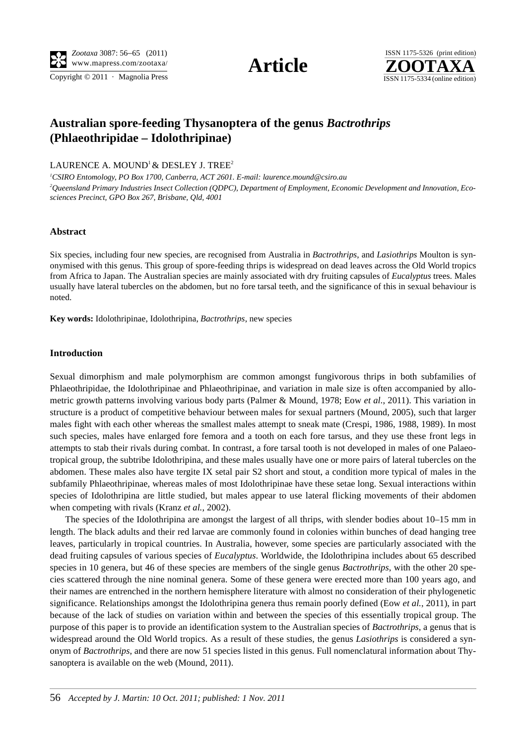# Australian spore-feeding Thysanoptera of the genus *Bactrothrips* (Phlaeothripidae – Idolothripinae)

LAURENCE A. MOUND[1] & DESLEY J. TREE[2]

[1]*CSIRO Entomology, PO Box 1700, Canberra, ACT 2601. E-mail: laurence.mound@csiro.au*

[2]*Queensland Primary Industries Insect Collection (QDPC), Department of Employment, Economic Development and Innovation, Ecosciences Precinct, GPO Box 267, Brisbane, Qld, 4001*

## Abstract

Six species, including four new species, are recognised from Australia in *Bactrothrips*, and *Lasiothrips* Moulton is synonymised with this genus. This group of spore-feeding thrips is widespread on dead leaves across the Old World tropics from Africa to Japan. The Australian species are mainly associated with dry fruiting capsules of *Eucalyptus* trees. Males usually have lateral tubercles on the abdomen, but no fore tarsal teeth, and the significance of this in sexual behaviour is noted.

**Key words:** Idolothripinae, Idolothripina, *Bactrothrips*, new species

## Introduction

Sexual dimorphism and male polymorphism are common amongst fungivorous thrips in both subfamilies of Phlaeothripidae, the Idolothripinae and Phlaeothripinae, and variation in male size is often accompanied by allometric growth patterns involving various body parts (Palmer & Mound, 1978; Eow *et al.*, 2011). This variation in structure is a product of competitive behaviour between males for sexual partners (Mound, 2005), such that larger males fight with each other whereas the smallest males attempt to sneak mate (Crespi, 1986, 1988, 1989). In most such species, males have enlarged fore femora and a tooth on each fore tarsus, and they use these front legs in attempts to stab their rivals during combat. In contrast, a fore tarsal tooth is not developed in males of one Palaeotropical group, the subtribe Idolothripina, and these males usually have one or more pairs of lateral tubercles on the abdomen. These males also have tergite IX setal pair S2 short and stout, a condition more typical of males in the subfamily Phlaeothripinae, whereas males of most Idolothripinae have these setae long. Sexual interactions within species of Idolothripina are little studied, but males appear to use lateral flicking movements of their abdomen when competing with rivals (Kranz *et al.*, 2002).

The species of the Idolothripina are amongst the largest of all thrips, with slender bodies about 10–15 mm in length. The black adults and their red larvae are commonly found in colonies within bunches of dead hanging tree leaves, particularly in tropical countries. In Australia, however, some species are particularly associated with the dead fruiting capsules of various species of *Eucalyptus*. Worldwide, the Idolothripina includes about 65 described species in 10 genera, but 46 of these species are members of the single genus *Bactrothrips*, with the other 20 species scattered through the nine nominal genera. Some of these genera were erected more than 100 years ago, and their names are entrenched in the northern hemisphere literature with almost no consideration of their phylogenetic significance. Relationships amongst the Idolothripina genera thus remain poorly defined (Eow *et al.*, 2011), in part because of the lack of studies on variation within and between the species of this essentially tropical group. The purpose of this paper is to provide an identification system to the Australian species of *Bactrothrips*, a genus that is widespread around the Old World tropics. As a result of these studies, the genus *Lasiothrips* is considered a synonym of *Bactrothrips*, and there are now 51 species listed in this genus. Full nomenclatural information about Thysanoptera is available on the web (Mound, 2011).

*Accepted by J. Martin: 10 Oct. 2011; published: 1 Nov. 2011*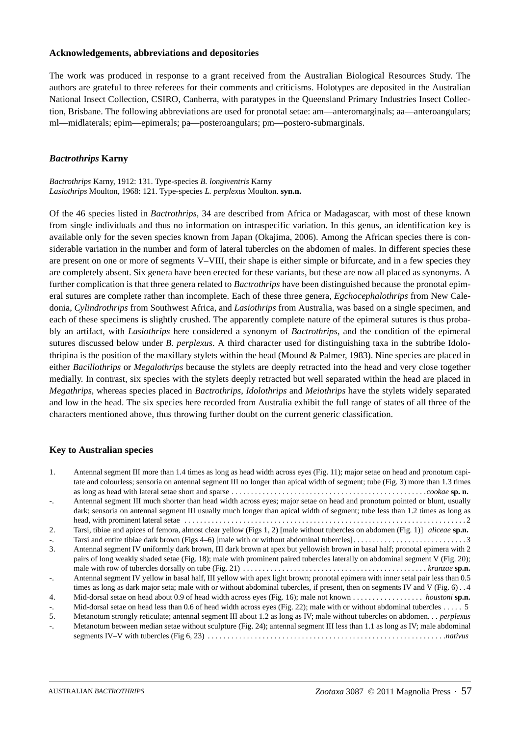### Acknowledgements, abbreviations and depositories

The work was produced in response to a grant received from the Australian Biological Resources Study. The authors are grateful to three referees for their comments and criticisms. Holotypes are deposited in the Australian National Insect Collection, CSIRO, Canberra, with paratypes in the Queensland Primary Industries Insect Collection, Brisbane. The following abbreviations are used for pronotal setae: am—anteromarginals; aa—anteroangulars; ml—midlaterals; epim—epimerals; pa—posteroangulars; pm—postero-submarginals.

### *Bactrothrips* Karny

*Bactrothrips* Karny, 1912: 131. Type-species *B. longiventris* Karny
*Lasiothrips* Moulton, 1968: 121. Type-species *L. perplexus* Moulton. **syn.n.**

Of the 46 species listed in *Bactrothrips*, 34 are described from Africa or Madagascar, with most of these known from single individuals and thus no information on intraspecific variation. In this genus, an identification key is available only for the seven species known from Japan (Okajima, 2006). Among the African species there is considerable variation in the number and form of lateral tubercles on the abdomen of males. In different species these are present on one or more of segments V–VIII, their shape is either simple or bifurcate, and in a few species they are completely absent. Six genera have been erected for these variants, but these are now all placed as synonyms. A further complication is that three genera related to *Bactrothrips* have been distinguished because the pronotal epimeral sutures are complete rather than incomplete. Each of these three genera, *Egchocephalothrips* from New Caledonia, *Cylindrothrips* from Southwest Africa, and *Lasiothrips* from Australia, was based on a single specimen, and each of these specimens is slightly crushed. The apparently complete nature of the epimeral sutures is thus probably an artifact, with *Lasiothrips* here considered a synonym of *Bactrothrips*, and the condition of the epimeral sutures discussed below under *B. perplexus*. A third character used for distinguishing taxa in the subtribe Idolothripina is the position of the maxillary stylets within the head (Mound & Palmer, 1983). Nine species are placed in either *Bacillothrips* or *Megalothrips* because the stylets are deeply retracted into the head and very close together medially. In contrast, six species with the stylets deeply retracted but well separated within the head are placed in *Megathrips*, whereas species placed in *Bactrothrips*, *Idolothrips* and *Meiothrips* have the stylets widely separated and low in the head. The six species here recorded from Australia exhibit the full range of states of all three of the characters mentioned above, thus throwing further doubt on the current generic classification.

### Key to Australian species

1. Antennal segment III more than 1.4 times as long as head width across eyes (Fig. 11); major setae on head and pronotum capitate and colourless; sensoria on antennal segment III no longer than apical width of segment; tube (Fig. 3) more than 1.3 times as long as head with lateral setae short and sparse . . . . . . . . . . . . . . . . . . . . . . . . . . . . . . . . . . . . . . . . . . . . . . . . . .*cookae* **sp. n.**

-. Antennal segment III much shorter than head width across eyes; major setae on head and pronotum pointed or blunt, usually dark; sensoria on antennal segment III usually much longer than apical width of segment; tube less than 1.2 times as long as head, with prominent lateral setae . . . . . . . . . . . . . . . . . . . . . . . . . . . . . . . . . . . . . . . . . . . . . . . . . . . . . . . . . . . . . . . . . . . . . . . . 2

2. Tarsi, tibiae and apices of femora, almost clear yellow (Figs 1, 2) [male without tubercles on abdomen (Fig. 1)] *aliceae* **sp.n.**

-. Tarsi and entire tibiae dark brown (Figs 4–6) [male with or without abdominal tubercles]. . . . . . . . . . . . . . . . . . . . . . . . . . . . . 3

3. Antennal segment IV uniformly dark brown, III dark brown at apex but yellowish brown in basal half; pronotal epimera with 2 pairs of long weakly shaded setae (Fig. 18); male with prominent paired tubercles laterally on abdominal segment V (Fig. 20); male with row of tubercles dorsally on tube (Fig. 21) . . . . . . . . . . . . . . . . . . . . . . . . . . . . . . . . . . . . . . . . . . . . . . *kranzae* **sp.n.**

-. Antennal segment IV yellow in basal half, III yellow with apex light brown; pronotal epimera with inner setal pair less than 0.5 times as long as dark major seta; male with or without abdominal tubercles, if present, then on segments IV and V (Fig. 6) . . 4

4. Mid-dorsal setae on head about 0.9 of head width across eyes (Fig. 16); male not known . . . . . . . . . . . . . . . . . . *houstoni* **sp.n.**

-. Mid-dorsal setae on head less than 0.6 of head width across eyes (Fig. 22); male with or without abdominal tubercles . . . . . 5

5. Metanotum strongly reticulate; antennal segment III about 1.2 as long as IV; male without tubercles on abdomen. . . *perplexus*

-. Metanotum between median setae without sculpture (Fig. 24); antennal segment III less than 1.1 as long as IV; male abdominal segments IV–V with tubercles (Fig 6, 23) . . . . . . . . . . . . . . . . . . . . . . . . . . . . . . . . . . . . . . . . . . . . . . . . . . . . . . . . . .*nativus*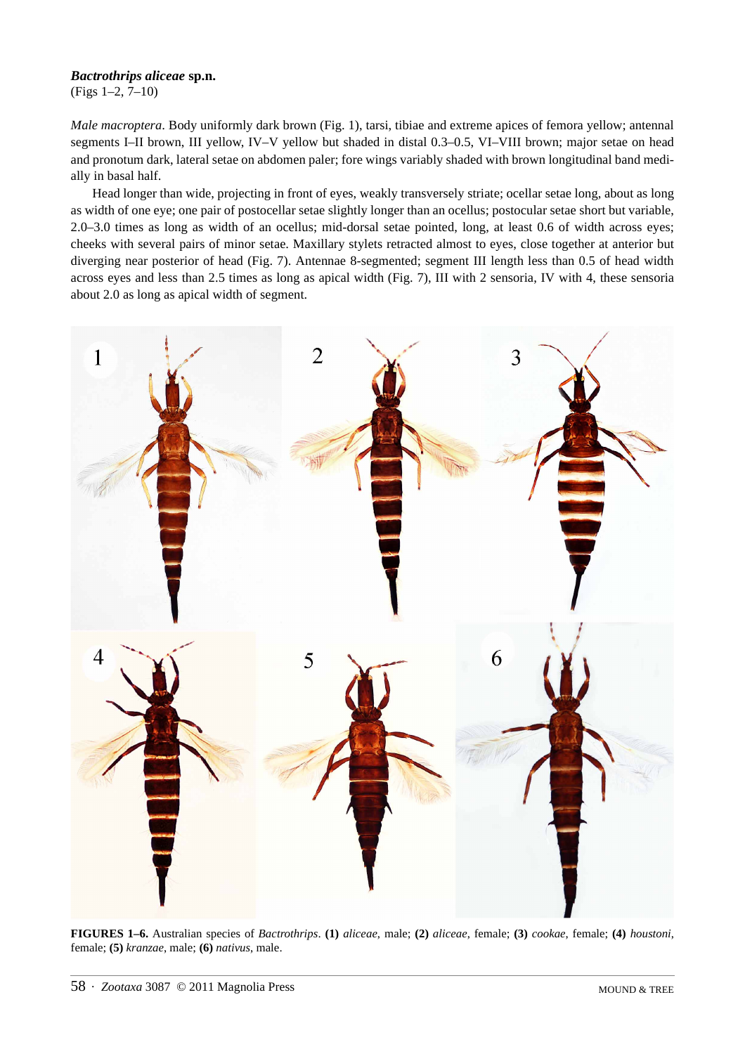***Bactrothrips aliceae* sp.n.**
(Figs 1–2, 7–10)

*Male macroptera*. Body uniformly dark brown (Fig. 1), tarsi, tibiae and extreme apices of femora yellow; antennal segments I–II brown, III yellow, IV–V yellow but shaded in distal 0.3–0.5, VI–VIII brown; major setae on head and pronotum dark, lateral setae on abdomen paler; fore wings variably shaded with brown longitudinal band medially in basal half.

Head longer than wide, projecting in front of eyes, weakly transversely striate; ocellar setae long, about as long as width of one eye; one pair of postocellar setae slightly longer than an ocellus; postocular setae short but variable, 2.0–3.0 times as long as width of an ocellus; mid-dorsal setae pointed, long, at least 0.6 of width across eyes; cheeks with several pairs of minor setae. Maxillary stylets retracted almost to eyes, close together at anterior but diverging near posterior of head (Fig. 7). Antennae 8-segmented; segment III length less than 0.5 of head width across eyes and less than 2.5 times as long as apical width (Fig. 7), III with 2 sensoria, IV with 4, these sensoria about 2.0 as long as apical width of segment.

**FIGURES 1–6.** Australian species of *Bactrothrips*. **(1)** *aliceae*, male; **(2)** *aliceae*, female; **(3)** *cookae*, female; **(4)** *houstoni*, female; **(5)** *kranzae*, male; **(6)** *nativus*, male.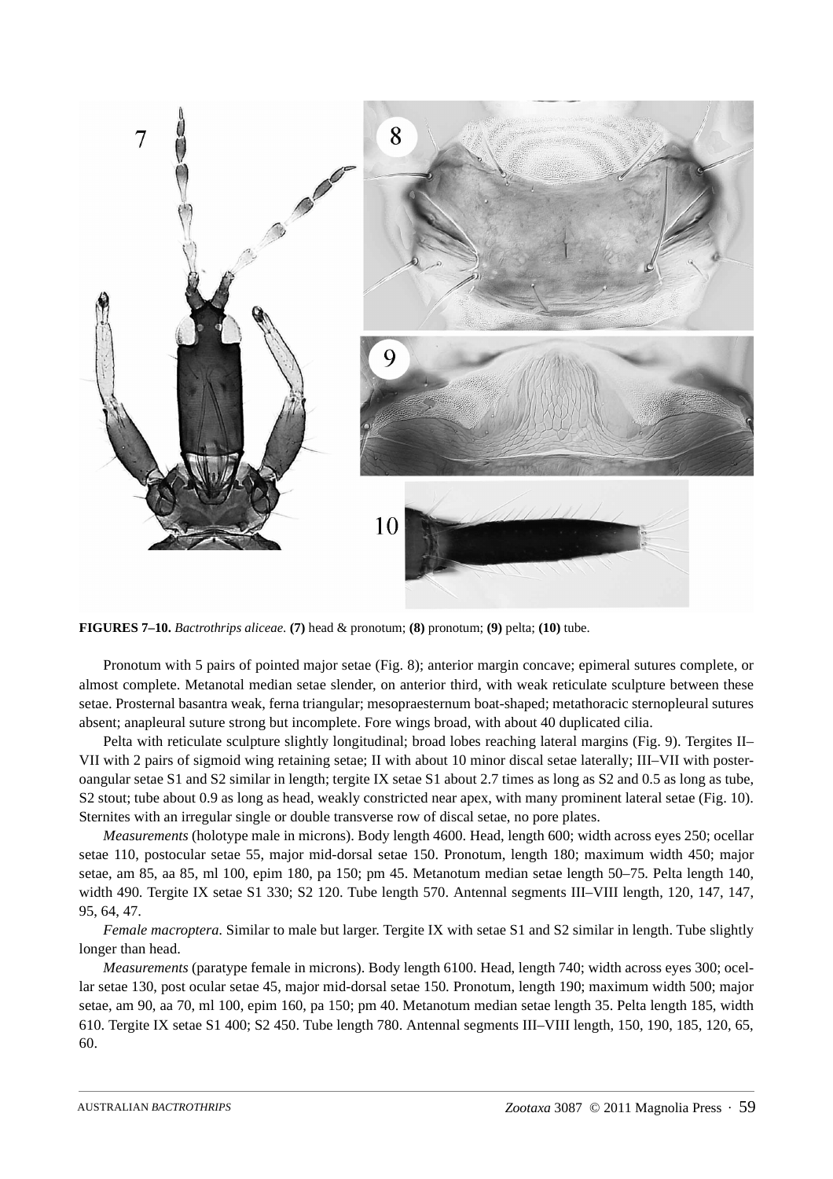**FIGURES 7–10.** *Bactrothrips aliceae.* **(7)** head & pronotum; **(8)** pronotum; **(9)** pelta; **(10)** tube.

Pronotum with 5 pairs of pointed major setae (Fig. 8); anterior margin concave; epimeral sutures complete, or almost complete. Metanotal median setae slender, on anterior third, with weak reticulate sculpture between these setae. Prosternal basantra weak, ferna triangular; mesopraesternum boat-shaped; metathoracic sternopleural sutures absent; anapleural suture strong but incomplete. Fore wings broad, with about 40 duplicated cilia.

Pelta with reticulate sculpture slightly longitudinal; broad lobes reaching lateral margins (Fig. 9). Tergites II–VII with 2 pairs of sigmoid wing retaining setae; II with about 10 minor discal setae laterally; III–VII with posteroangular setae S1 and S2 similar in length; tergite IX setae S1 about 2.7 times as long as S2 and 0.5 as long as tube, S2 stout; tube about 0.9 as long as head, weakly constricted near apex, with many prominent lateral setae (Fig. 10). Sternites with an irregular single or double transverse row of discal setae, no pore plates.

*Measurements* (holotype male in microns). Body length 4600. Head, length 600; width across eyes 250; ocellar setae 110, postocular setae 55, major mid-dorsal setae 150. Pronotum, length 180; maximum width 450; major setae, am 85, aa 85, ml 100, epim 180, pa 150; pm 45. Metanotum median setae length 50–75. Pelta length 140, width 490. Tergite IX setae S1 330; S2 120. Tube length 570. Antennal segments III–VIII length, 120, 147, 147, 95, 64, 47.

*Female macroptera.* Similar to male but larger. Tergite IX with setae S1 and S2 similar in length. Tube slightly longer than head.

*Measurements* (paratype female in microns). Body length 6100. Head, length 740; width across eyes 300; ocellar setae 130, post ocular setae 45, major mid-dorsal setae 150. Pronotum, length 190; maximum width 500; major setae, am 90, aa 70, ml 100, epim 160, pa 150; pm 40. Metanotum median setae length 35. Pelta length 185, width 610. Tergite IX setae S1 400; S2 450. Tube length 780. Antennal segments III–VIII length, 150, 190, 185, 120, 65, 60.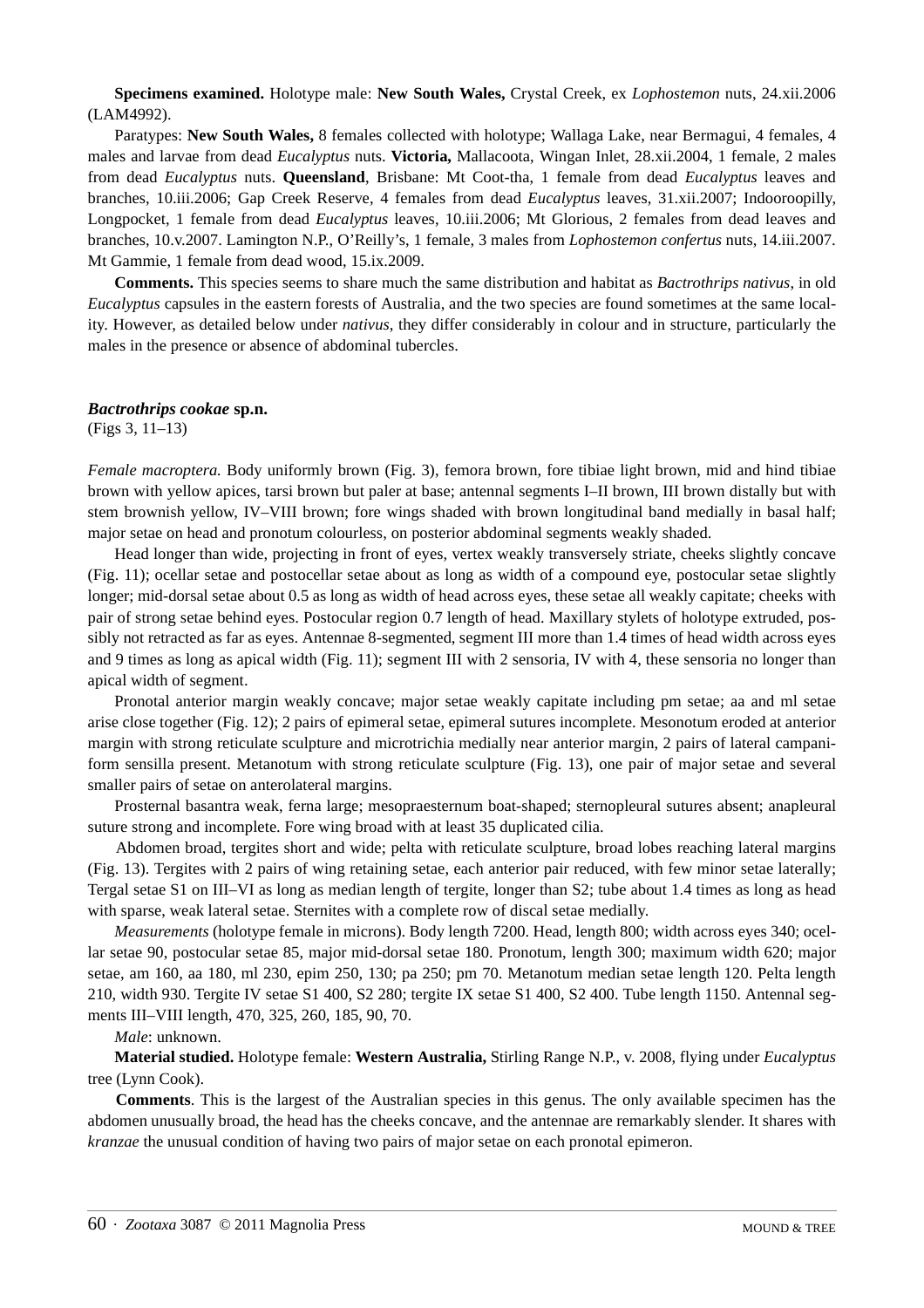**Specimens examined.** Holotype male: **New South Wales,** Crystal Creek, ex *Lophostemon* nuts, 24.xii.2006 (LAM4992).

Paratypes: **New South Wales,** 8 females collected with holotype; Wallaga Lake, near Bermagui, 4 females, 4 males and larvae from dead *Eucalyptus* nuts. **Victoria,** Mallacoota, Wingan Inlet, 28.xii.2004, 1 female, 2 males from dead *Eucalyptus* nuts. **Queensland**, Brisbane: Mt Coot-tha, 1 female from dead *Eucalyptus* leaves and branches, 10.iii.2006; Gap Creek Reserve, 4 females from dead *Eucalyptus* leaves, 31.xii.2007; Indooroopilly, Longpocket, 1 female from dead *Eucalyptus* leaves, 10.iii.2006; Mt Glorious, 2 females from dead leaves and branches, 10.v.2007. Lamington N.P., O'Reilly's, 1 female, 3 males from *Lophostemon confertus* nuts, 14.iii.2007. Mt Gammie, 1 female from dead wood, 15.ix.2009.

**Comments.** This species seems to share much the same distribution and habitat as *Bactrothrips nativus*, in old *Eucalyptus* capsules in the eastern forests of Australia, and the two species are found sometimes at the same locality. However, as detailed below under *nativus*, they differ considerably in colour and in structure, particularly the males in the presence or absence of abdominal tubercles.

***Bactrothrips cookae*** **sp.n.**

(Figs 3, 11–13)

*Female macroptera.* Body uniformly brown (Fig. 3), femora brown, fore tibiae light brown, mid and hind tibiae brown with yellow apices, tarsi brown but paler at base; antennal segments I–II brown, III brown distally but with stem brownish yellow, IV–VIII brown; fore wings shaded with brown longitudinal band medially in basal half; major setae on head and pronotum colourless, on posterior abdominal segments weakly shaded.

Head longer than wide, projecting in front of eyes, vertex weakly transversely striate, cheeks slightly concave (Fig. 11); ocellar setae and postocellar setae about as long as width of a compound eye, postocular setae slightly longer; mid-dorsal setae about 0.5 as long as width of head across eyes, these setae all weakly capitate; cheeks with pair of strong setae behind eyes. Postocular region 0.7 length of head. Maxillary stylets of holotype extruded, possibly not retracted as far as eyes. Antennae 8-segmented, segment III more than 1.4 times of head width across eyes and 9 times as long as apical width (Fig. 11); segment III with 2 sensoria, IV with 4, these sensoria no longer than apical width of segment.

Pronotal anterior margin weakly concave; major setae weakly capitate including pm setae; aa and ml setae arise close together (Fig. 12); 2 pairs of epimeral setae, epimeral sutures incomplete. Mesonotum eroded at anterior margin with strong reticulate sculpture and microtrichia medially near anterior margin, 2 pairs of lateral campaniform sensilla present. Metanotum with strong reticulate sculpture (Fig. 13), one pair of major setae and several smaller pairs of setae on anterolateral margins.

Prosternal basantra weak, ferna large; mesopraesternum boat-shaped; sternopleural sutures absent; anapleural suture strong and incomplete. Fore wing broad with at least 35 duplicated cilia.

Abdomen broad, tergites short and wide; pelta with reticulate sculpture, broad lobes reaching lateral margins (Fig. 13). Tergites with 2 pairs of wing retaining setae, each anterior pair reduced, with few minor setae laterally; Tergal setae S1 on III–VI as long as median length of tergite, longer than S2; tube about 1.4 times as long as head with sparse, weak lateral setae. Sternites with a complete row of discal setae medially.

*Measurements* (holotype female in microns). Body length 7200. Head, length 800; width across eyes 340; ocellar setae 90, postocular setae 85, major mid-dorsal setae 180. Pronotum, length 300; maximum width 620; major setae, am 160, aa 180, ml 230, epim 250, 130; pa 250; pm 70. Metanotum median setae length 120. Pelta length 210, width 930. Tergite IV setae S1 400, S2 280; tergite IX setae S1 400, S2 400. Tube length 1150. Antennal segments III–VIII length, 470, 325, 260, 185, 90, 70.

*Male*: unknown.

**Material studied.** Holotype female: **Western Australia,** Stirling Range N.P., v. 2008, flying under *Eucalyptus* tree (Lynn Cook).

**Comments**. This is the largest of the Australian species in this genus. The only available specimen has the abdomen unusually broad, the head has the cheeks concave, and the antennae are remarkably slender. It shares with *kranzae* the unusual condition of having two pairs of major setae on each pronotal epimeron.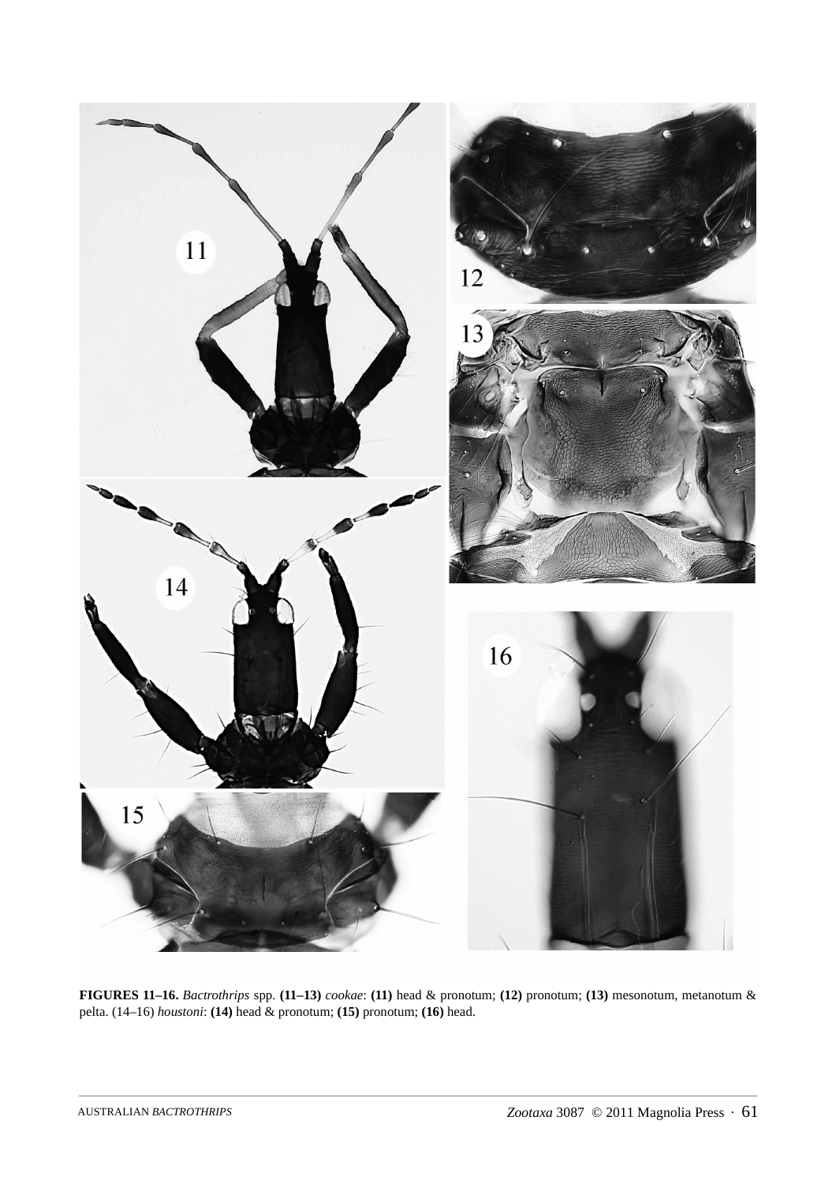**FIGURES 11–16.** *Bactrothrips* spp. **(11–13)** *cookae*: **(11)** head & pronotum; **(12)** pronotum; **(13)** mesonotum, metanotum & pelta. (14–16) *houstoni*: **(14)** head & pronotum; **(15)** pronotum; **(16)** head.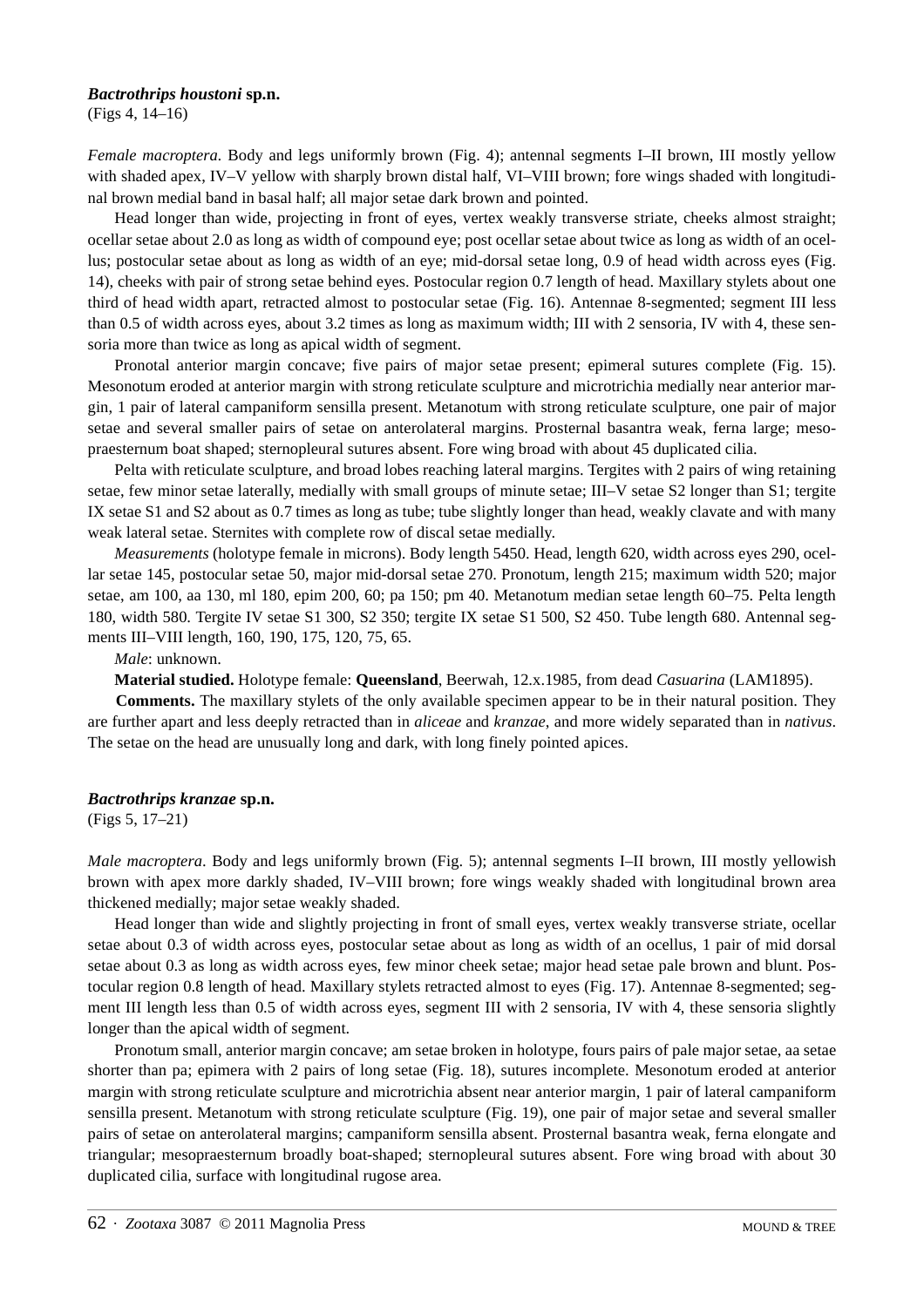### *Bactrothrips houstoni* sp.n.

(Figs 4, 14–16)

*Female macroptera.* Body and legs uniformly brown (Fig. 4); antennal segments I–II brown, III mostly yellow with shaded apex, IV–V yellow with sharply brown distal half, VI–VIII brown; fore wings shaded with longitudinal brown medial band in basal half; all major setae dark brown and pointed.

Head longer than wide, projecting in front of eyes, vertex weakly transverse striate, cheeks almost straight; ocellar setae about 2.0 as long as width of compound eye; post ocellar setae about twice as long as width of an ocellus; postocular setae about as long as width of an eye; mid-dorsal setae long, 0.9 of head width across eyes (Fig. 14), cheeks with pair of strong setae behind eyes. Postocular region 0.7 length of head. Maxillary stylets about one third of head width apart, retracted almost to postocular setae (Fig. 16). Antennae 8-segmented; segment III less than 0.5 of width across eyes, about 3.2 times as long as maximum width; III with 2 sensoria, IV with 4, these sensoria more than twice as long as apical width of segment.

Pronotal anterior margin concave; five pairs of major setae present; epimeral sutures complete (Fig. 15). Mesonotum eroded at anterior margin with strong reticulate sculpture and microtrichia medially near anterior margin, 1 pair of lateral campaniform sensilla present. Metanotum with strong reticulate sculpture, one pair of major setae and several smaller pairs of setae on anterolateral margins. Prosternal basantra weak, ferna large; mesopraesternum boat shaped; sternopleural sutures absent. Fore wing broad with about 45 duplicated cilia.

Pelta with reticulate sculpture, and broad lobes reaching lateral margins. Tergites with 2 pairs of wing retaining setae, few minor setae laterally, medially with small groups of minute setae; III–V setae S2 longer than S1; tergite IX setae S1 and S2 about as 0.7 times as long as tube; tube slightly longer than head, weakly clavate and with many weak lateral setae. Sternites with complete row of discal setae medially.

*Measurements* (holotype female in microns). Body length 5450. Head, length 620, width across eyes 290, ocellar setae 145, postocular setae 50, major mid-dorsal setae 270. Pronotum, length 215; maximum width 520; major setae, am 100, aa 130, ml 180, epim 200, 60; pa 150; pm 40. Metanotum median setae length 60–75. Pelta length 180, width 580. Tergite IV setae S1 300, S2 350; tergite IX setae S1 500, S2 450. Tube length 680. Antennal segments III–VIII length, 160, 190, 175, 120, 75, 65.

*Male*: unknown.

**Material studied.** Holotype female: **Queensland**, Beerwah, 12.x.1985, from dead *Casuarina* (LAM1895).

**Comments.** The maxillary stylets of the only available specimen appear to be in their natural position. They are further apart and less deeply retracted than in *aliceae* and *kranzae*, and more widely separated than in *nativus*. The setae on the head are unusually long and dark, with long finely pointed apices.

### *Bactrothrips kranzae* sp.n.

(Figs 5, 17–21)

*Male macroptera*. Body and legs uniformly brown (Fig. 5); antennal segments I–II brown, III mostly yellowish brown with apex more darkly shaded, IV–VIII brown; fore wings weakly shaded with longitudinal brown area thickened medially; major setae weakly shaded.

Head longer than wide and slightly projecting in front of small eyes, vertex weakly transverse striate, ocellar setae about 0.3 of width across eyes, postocular setae about as long as width of an ocellus, 1 pair of mid dorsal setae about 0.3 as long as width across eyes, few minor cheek setae; major head setae pale brown and blunt. Postocular region 0.8 length of head. Maxillary stylets retracted almost to eyes (Fig. 17). Antennae 8-segmented; segment III length less than 0.5 of width across eyes, segment III with 2 sensoria, IV with 4, these sensoria slightly longer than the apical width of segment.

Pronotum small, anterior margin concave; am setae broken in holotype, fours pairs of pale major setae, aa setae shorter than pa; epimera with 2 pairs of long setae (Fig. 18), sutures incomplete. Mesonotum eroded at anterior margin with strong reticulate sculpture and microtrichia absent near anterior margin, 1 pair of lateral campaniform sensilla present. Metanotum with strong reticulate sculpture (Fig. 19), one pair of major setae and several smaller pairs of setae on anterolateral margins; campaniform sensilla absent. Prosternal basantra weak, ferna elongate and triangular; mesopraesternum broadly boat-shaped; sternopleural sutures absent. Fore wing broad with about 30 duplicated cilia, surface with longitudinal rugose area.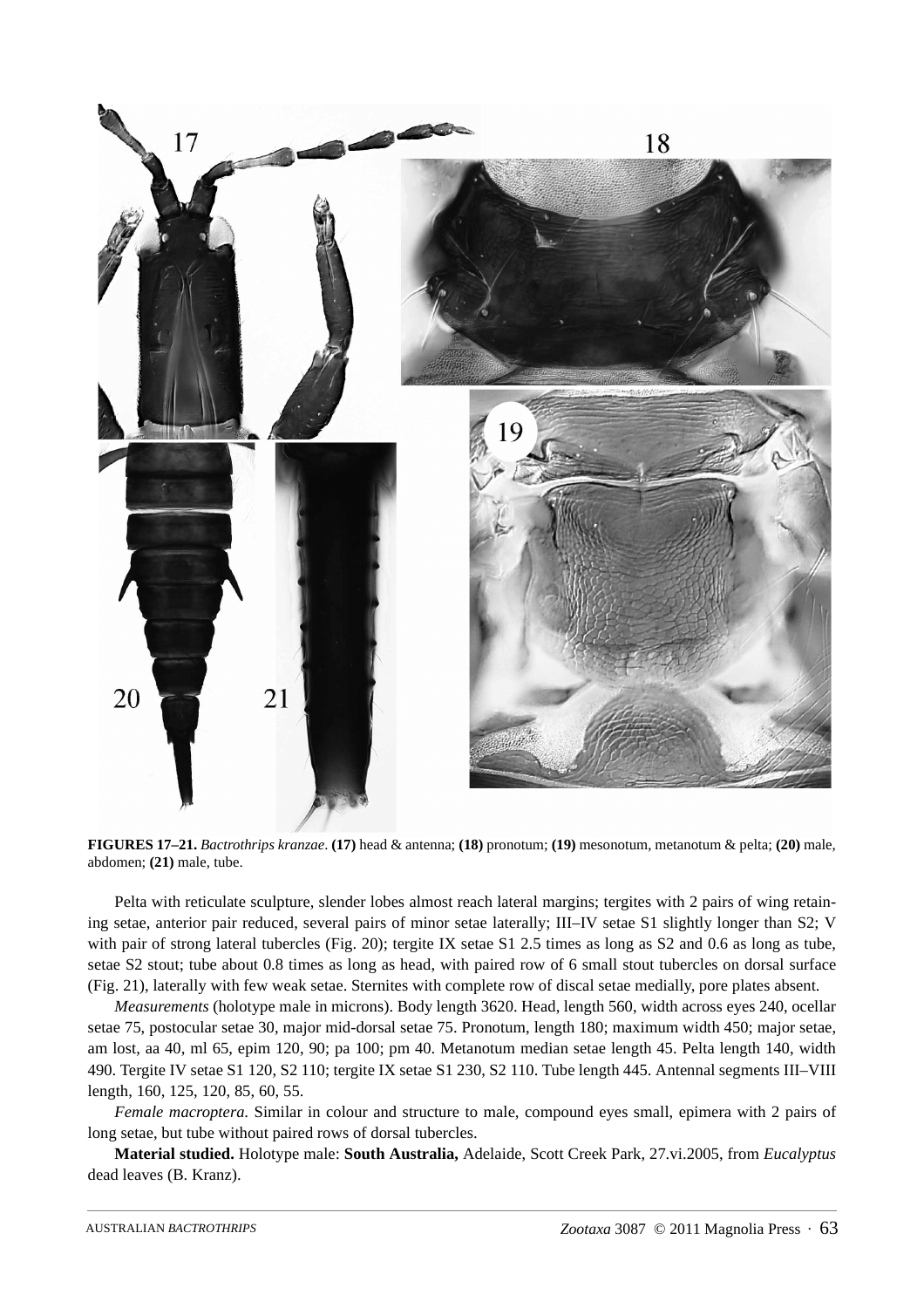**FIGURES 17–21.** *Bactrothrips kranzae*. **(17)** head & antenna; **(18)** pronotum; **(19)** mesonotum, metanotum & pelta; **(20)** male, abdomen; **(21)** male, tube.

Pelta with reticulate sculpture, slender lobes almost reach lateral margins; tergites with 2 pairs of wing retaining setae, anterior pair reduced, several pairs of minor setae laterally; III–IV setae S1 slightly longer than S2; V with pair of strong lateral tubercles (Fig. 20); tergite IX setae S1 2.5 times as long as S2 and 0.6 as long as tube, setae S2 stout; tube about 0.8 times as long as head, with paired row of 6 small stout tubercles on dorsal surface (Fig. 21), laterally with few weak setae. Sternites with complete row of discal setae medially, pore plates absent.

*Measurements* (holotype male in microns). Body length 3620. Head, length 560, width across eyes 240, ocellar setae 75, postocular setae 30, major mid-dorsal setae 75. Pronotum, length 180; maximum width 450; major setae, am lost, aa 40, ml 65, epim 120, 90; pa 100; pm 40. Metanotum median setae length 45. Pelta length 140, width 490. Tergite IV setae S1 120, S2 110; tergite IX setae S1 230, S2 110. Tube length 445. Antennal segments III–VIII length, 160, 125, 120, 85, 60, 55.

*Female macroptera*. Similar in colour and structure to male, compound eyes small, epimera with 2 pairs of long setae, but tube without paired rows of dorsal tubercles.

**Material studied.** Holotype male: **South Australia,** Adelaide, Scott Creek Park, 27.vi.2005, from *Eucalyptus* dead leaves (B. Kranz).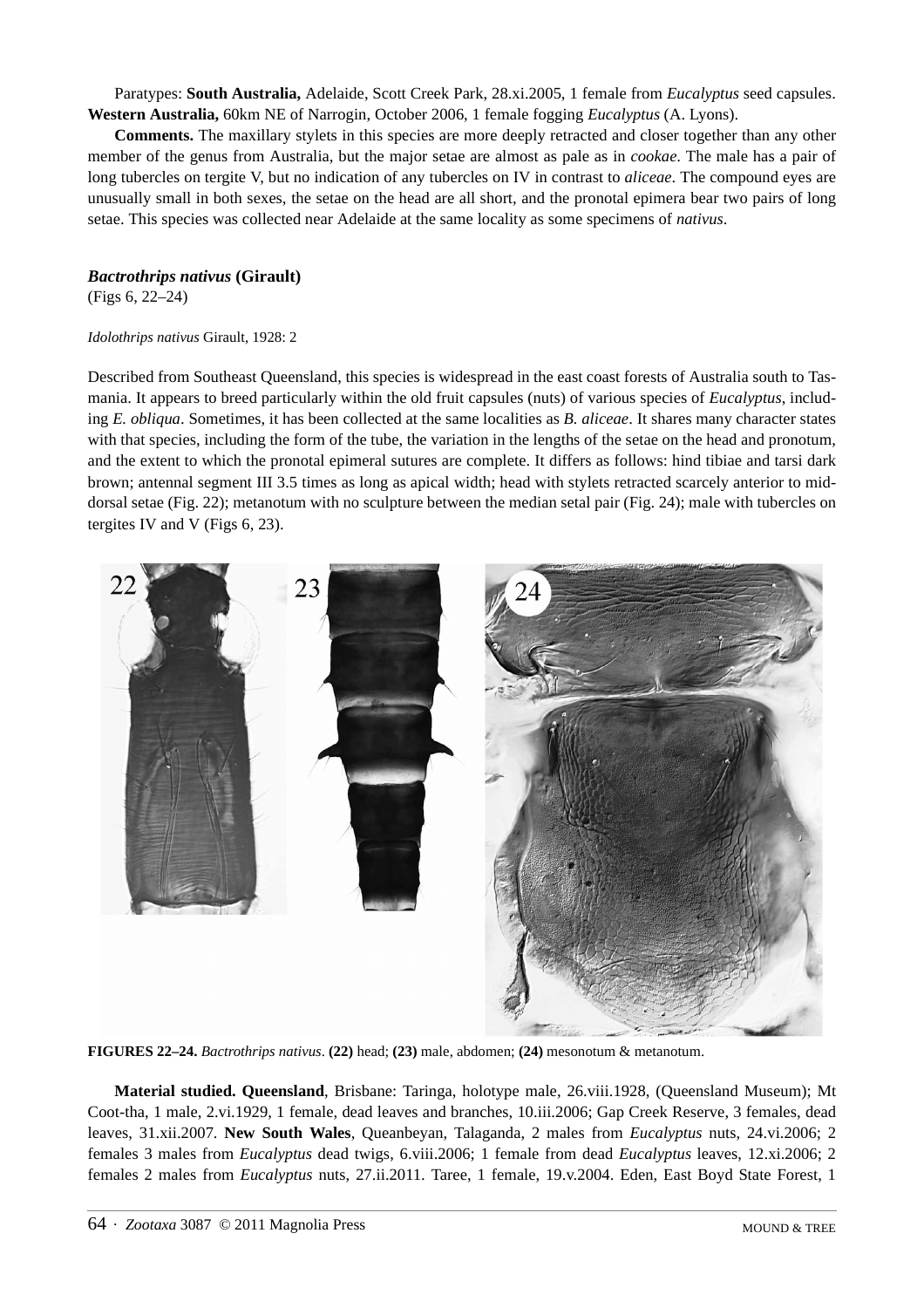Paratypes: **South Australia,** Adelaide, Scott Creek Park, 28.xi.2005, 1 female from *Eucalyptus* seed capsules. **Western Australia,** 60km NE of Narrogin, October 2006, 1 female fogging *Eucalyptus* (A. Lyons).

**Comments.** The maxillary stylets in this species are more deeply retracted and closer together than any other member of the genus from Australia, but the major setae are almost as pale as in *cookae*. The male has a pair of long tubercles on tergite V, but no indication of any tubercles on IV in contrast to *aliceae*. The compound eyes are unusually small in both sexes, the setae on the head are all short, and the pronotal epimera bear two pairs of long setae. This species was collected near Adelaide at the same locality as some specimens of *nativus*.

### *Bactrothrips nativus* (Girault)

(Figs 6, 22–24)

*Idolothrips nativus* Girault, 1928: 2

Described from Southeast Queensland, this species is widespread in the east coast forests of Australia south to Tasmania. It appears to breed particularly within the old fruit capsules (nuts) of various species of *Eucalyptus*, including *E. obliqua*. Sometimes, it has been collected at the same localities as *B. aliceae*. It shares many character states with that species, including the form of the tube, the variation in the lengths of the setae on the head and pronotum, and the extent to which the pronotal epimeral sutures are complete. It differs as follows: hind tibiae and tarsi dark brown; antennal segment III 3.5 times as long as apical width; head with stylets retracted scarcely anterior to mid-dorsal setae (Fig. 22); metanotum with no sculpture between the median setal pair (Fig. 24); male with tubercles on tergites IV and V (Figs 6, 23).

**FIGURES 22–24.** *Bactrothrips nativus*. **(22)** head; **(23)** male, abdomen; **(24)** mesonotum & metanotum.

**Material studied. Queensland**, Brisbane: Taringa, holotype male, 26.viii.1928, (Queensland Museum); Mt Coot-tha, 1 male, 2.vi.1929, 1 female, dead leaves and branches, 10.iii.2006; Gap Creek Reserve, 3 females, dead leaves, 31.xii.2007. **New South Wales**, Queanbeyan, Talaganda, 2 males from *Eucalyptus* nuts, 24.vi.2006; 2 females 3 males from *Eucalyptus* dead twigs, 6.viii.2006; 1 female from dead *Eucalyptus* leaves, 12.xi.2006; 2 females 2 males from *Eucalyptus* nuts, 27.ii.2011. Taree, 1 female, 19.v.2004. Eden, East Boyd State Forest, 1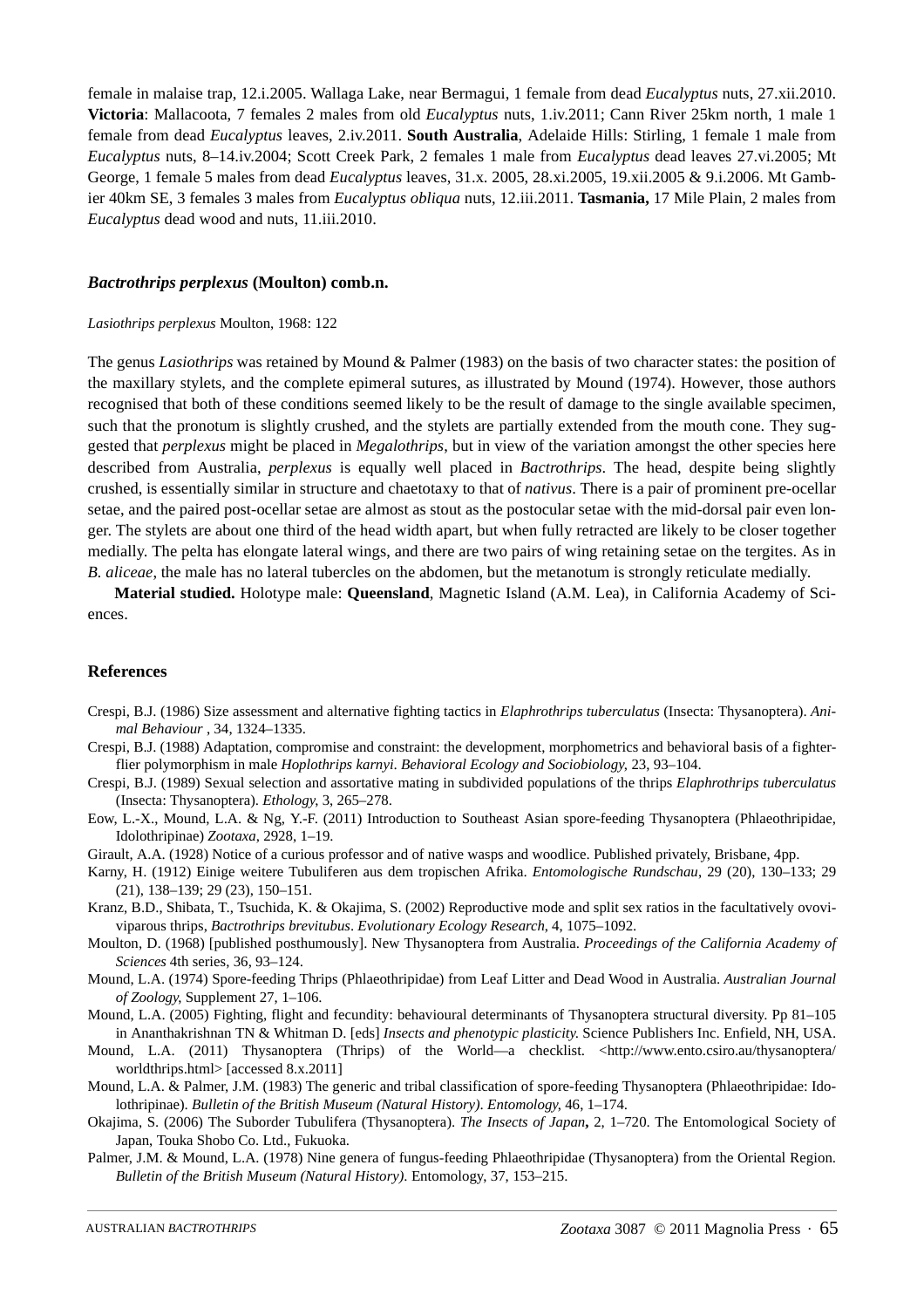female in malaise trap, 12.i.2005. Wallaga Lake, near Bermagui, 1 female from dead *Eucalyptus* nuts, 27.xii.2010. **Victoria**: Mallacoota, 7 females 2 males from old *Eucalyptus* nuts, 1.iv.2011; Cann River 25km north, 1 male 1 female from dead *Eucalyptus* leaves, 2.iv.2011. **South Australia**, Adelaide Hills: Stirling, 1 female 1 male from *Eucalyptus* nuts, 8–14.iv.2004; Scott Creek Park, 2 females 1 male from *Eucalyptus* dead leaves 27.vi.2005; Mt George, 1 female 5 males from dead *Eucalyptus* leaves, 31.x. 2005, 28.xi.2005, 19.xii.2005 & 9.i.2006. Mt Gambier 40km SE, 3 females 3 males from *Eucalyptus obliqua* nuts, 12.iii.2011. **Tasmania,** 17 Mile Plain, 2 males from *Eucalyptus* dead wood and nuts, 11.iii.2010.

### *Bactrothrips perplexus* (Moulton) comb.n.

*Lasiothrips perplexus* Moulton, 1968: 122

The genus *Lasiothrips* was retained by Mound & Palmer (1983) on the basis of two character states: the position of the maxillary stylets, and the complete epimeral sutures, as illustrated by Mound (1974). However, those authors recognised that both of these conditions seemed likely to be the result of damage to the single available specimen, such that the pronotum is slightly crushed, and the stylets are partially extended from the mouth cone. They suggested that *perplexus* might be placed in *Megalothrips*, but in view of the variation amongst the other species here described from Australia, *perplexus* is equally well placed in *Bactrothrips*. The head, despite being slightly crushed, is essentially similar in structure and chaetotaxy to that of *nativus*. There is a pair of prominent pre-ocellar setae, and the paired post-ocellar setae are almost as stout as the postocular setae with the mid-dorsal pair even longer. The stylets are about one third of the head width apart, but when fully retracted are likely to be closer together medially. The pelta has elongate lateral wings, and there are two pairs of wing retaining setae on the tergites. As in *B. aliceae*, the male has no lateral tubercles on the abdomen, but the metanotum is strongly reticulate medially.

**Material studied.** Holotype male: **Queensland**, Magnetic Island (A.M. Lea), in California Academy of Sciences.

## References

Crespi, B.J. (1986) Size assessment and alternative fighting tactics in *Elaphrothrips tuberculatus* (Insecta: Thysanoptera). *Animal Behaviour* , 34, 1324–1335.

Crespi, B.J. (1988) Adaptation, compromise and constraint: the development, morphometrics and behavioral basis of a fighter-flier polymorphism in male *Hoplothrips karnyi*. *Behavioral Ecology and Sociobiology*, 23, 93–104.

Crespi, B.J. (1989) Sexual selection and assortative mating in subdivided populations of the thrips *Elaphrothrips tuberculatus* (Insecta: Thysanoptera). *Ethology*, 3, 265–278.

Eow, L.-X., Mound, L.A. & Ng, Y.-F. (2011) Introduction to Southeast Asian spore-feeding Thysanoptera (Phlaeothripidae, Idolothripinae) *Zootaxa*, 2928, 1–19.

Girault, A.A. (1928) Notice of a curious professor and of native wasps and woodlice. Published privately, Brisbane, 4pp.

Karny, H. (1912) Einige weitere Tubuliferen aus dem tropischen Afrika. *Entomologische Rundschau*, 29 (20), 130–133; 29 (21), 138–139; 29 (23), 150–151.

Kranz, B.D., Shibata, T., Tsuchida, K. & Okajima, S. (2002) Reproductive mode and split sex ratios in the facultatively ovoviviparous thrips, *Bactrothrips brevitubus*. *Evolutionary Ecology Research*, 4, 1075–1092.

Moulton, D. (1968) [published posthumously]. New Thysanoptera from Australia. *Proceedings of the California Academy of Sciences* 4th series, 36, 93–124.

Mound, L.A. (1974) Spore-feeding Thrips (Phlaeothripidae) from Leaf Litter and Dead Wood in Australia. *Australian Journal of Zoology*, Supplement 27, 1–106.

Mound, L.A. (2005) Fighting, flight and fecundity: behavioural determinants of Thysanoptera structural diversity. Pp 81–105 in Ananthakrishnan TN & Whitman D. [eds] *Insects and phenotypic plasticity.* Science Publishers Inc. Enfield, NH, USA.

Mound, L.A. (2011) Thysanoptera (Thrips) of the World—a checklist. <http://www.ento.csiro.au/thysanoptera/worldthrips.html> [accessed 8.x.2011]

Mound, L.A. & Palmer, J.M. (1983) The generic and tribal classification of spore-feeding Thysanoptera (Phlaeothripidae: Idolothripinae). *Bulletin of the British Museum (Natural History). Entomology*, 46, 1–174.

Okajima, S. (2006) The Suborder Tubulifera (Thysanoptera). *The Insects of Japan***,** 2, 1–720. The Entomological Society of Japan, Touka Shobo Co. Ltd., Fukuoka.

Palmer, J.M. & Mound, L.A. (1978) Nine genera of fungus-feeding Phlaeothripidae (Thysanoptera) from the Oriental Region. *Bulletin of the British Museum (Natural History)*. Entomology, 37, 153–215.